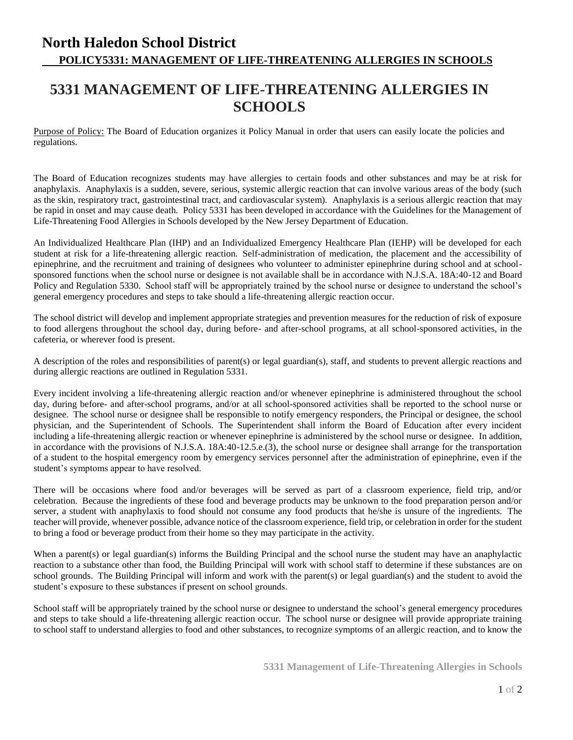# North Haledon School District

## POLICY5331: MANAGEMENT OF LIFE-THREATENING ALLERGIES IN SCHOOLS

# 5331 MANAGEMENT OF LIFE-THREATENING ALLERGIES IN SCHOOLS

Purpose of Policy: The Board of Education organizes it Policy Manual in order that users can easily locate the policies and regulations.

The Board of Education recognizes students may have allergies to certain foods and other substances and may be at risk for anaphylaxis. Anaphylaxis is a sudden, severe, serious, systemic allergic reaction that can involve various areas of the body (such as the skin, respiratory tract, gastrointestinal tract, and cardiovascular system). Anaphylaxis is a serious allergic reaction that may be rapid in onset and may cause death. Policy 5331 has been developed in accordance with the Guidelines for the Management of Life-Threatening Food Allergies in Schools developed by the New Jersey Department of Education.

An Individualized Healthcare Plan (IHP) and an Individualized Emergency Healthcare Plan (IEHP) will be developed for each student at risk for a life-threatening allergic reaction. Self-administration of medication, the placement and the accessibility of epinephrine, and the recruitment and training of designees who volunteer to administer epinephrine during school and at school-sponsored functions when the school nurse or designee is not available shall be in accordance with N.J.S.A. 18A:40-12 and Board Policy and Regulation 5330. School staff will be appropriately trained by the school nurse or designee to understand the school's general emergency procedures and steps to take should a life-threatening allergic reaction occur.

The school district will develop and implement appropriate strategies and prevention measures for the reduction of risk of exposure to food allergens throughout the school day, during before- and after-school programs, at all school-sponsored activities, in the cafeteria, or wherever food is present.

A description of the roles and responsibilities of parent(s) or legal guardian(s), staff, and students to prevent allergic reactions and during allergic reactions are outlined in Regulation 5331.

Every incident involving a life-threatening allergic reaction and/or whenever epinephrine is administered throughout the school day, during before- and after-school programs, and/or at all school-sponsored activities shall be reported to the school nurse or designee. The school nurse or designee shall be responsible to notify emergency responders, the Principal or designee, the school physician, and the Superintendent of Schools. The Superintendent shall inform the Board of Education after every incident including a life-threatening allergic reaction or whenever epinephrine is administered by the school nurse or designee. In addition, in accordance with the provisions of N.J.S.A. 18A:40-12.5.e.(3), the school nurse or designee shall arrange for the transportation of a student to the hospital emergency room by emergency services personnel after the administration of epinephrine, even if the student's symptoms appear to have resolved.

There will be occasions where food and/or beverages will be served as part of a classroom experience, field trip, and/or celebration. Because the ingredients of these food and beverage products may be unknown to the food preparation person and/or server, a student with anaphylaxis to food should not consume any food products that he/she is unsure of the ingredients. The teacher will provide, whenever possible, advance notice of the classroom experience, field trip, or celebration in order for the student to bring a food or beverage product from their home so they may participate in the activity.

When a parent(s) or legal guardian(s) informs the Building Principal and the school nurse the student may have an anaphylactic reaction to a substance other than food, the Building Principal will work with school staff to determine if these substances are on school grounds. The Building Principal will inform and work with the parent(s) or legal guardian(s) and the student to avoid the student's exposure to these substances if present on school grounds.

School staff will be appropriately trained by the school nurse or designee to understand the school's general emergency procedures and steps to take should a life-threatening allergic reaction occur. The school nurse or designee will provide appropriate training to school staff to understand allergies to food and other substances, to recognize symptoms of an allergic reaction, and to know the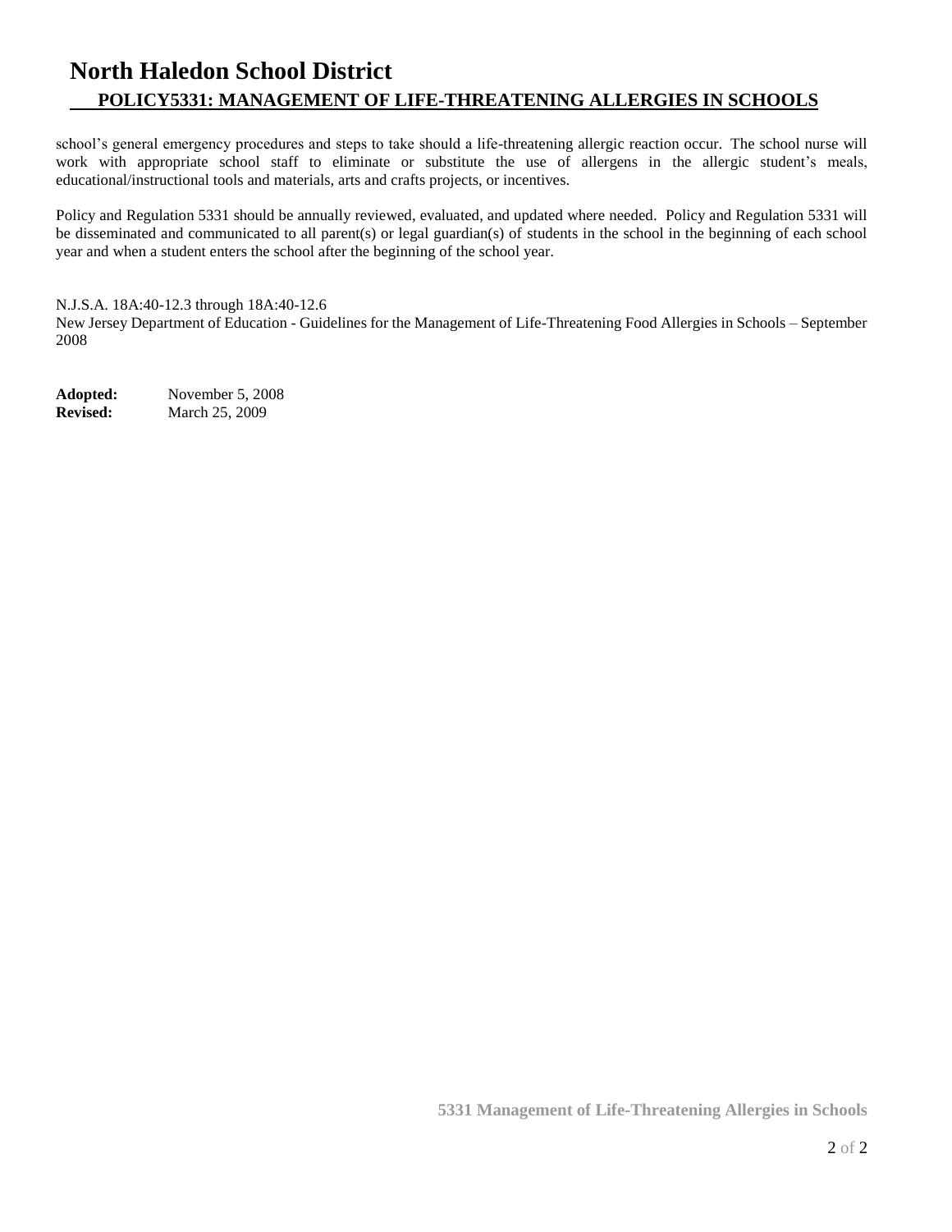school's general emergency procedures and steps to take should a life-threatening allergic reaction occur. The school nurse will work with appropriate school staff to eliminate or substitute the use of allergens in the allergic student's meals, educational/instructional tools and materials, arts and crafts projects, or incentives.

Policy and Regulation 5331 should be annually reviewed, evaluated, and updated where needed. Policy and Regulation 5331 will be disseminated and communicated to all parent(s) or legal guardian(s) of students in the school in the beginning of each school year and when a student enters the school after the beginning of the school year.

N.J.S.A. 18A:40-12.3 through 18A:40-12.6
New Jersey Department of Education - Guidelines for the Management of Life-Threatening Food Allergies in Schools – September 2008

**Adopted:** November 5, 2008
**Revised:** March 25, 2009